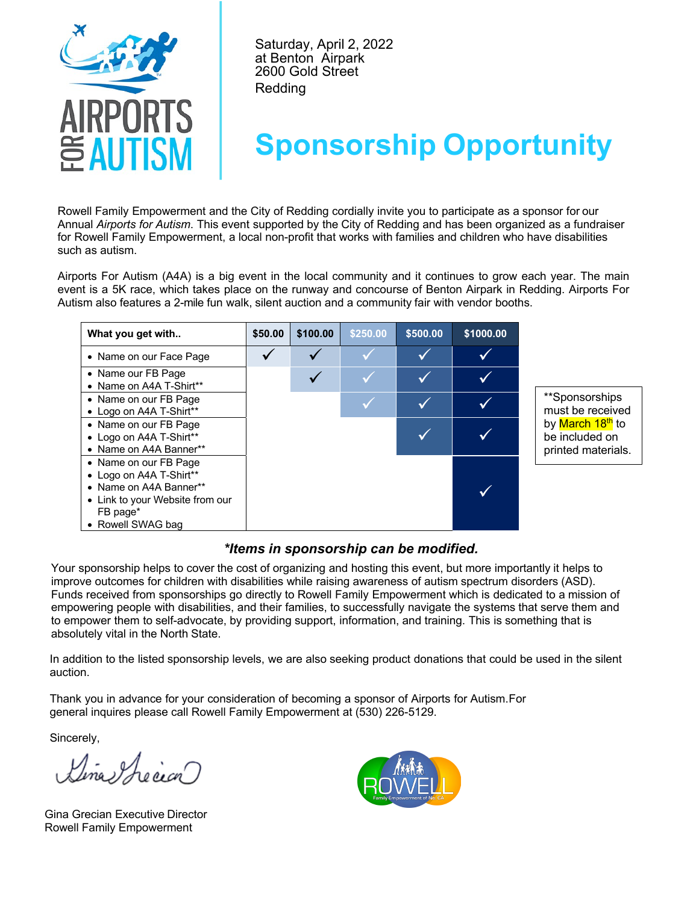Saturday, April 2, 2022
at Benton Airpark
2600 Gold Street
Redding

# Sponsorship Opportunity

Rowell Family Empowerment and the City of Redding cordially invite you to participate as a sponsor for our Annual *Airports for Autism*. This event supported by the City of Redding and has been organized as a fundraiser for Rowell Family Empowerment, a local non-profit that works with families and children who have disabilities such as autism.

Airports For Autism (A4A) is a big event in the local community and it continues to grow each year. The main event is a 5K race, which takes place on the runway and concourse of Benton Airpark in Redding. Airports For Autism also features a 2-mile fun walk, silent auction and a community fair with vendor booths.

| What you get with.. | $50.00 | $100.00 | $250.00 | $500.00 | $1000.00 |
|---|---|---|---|---|---|
| • Name on our Face Page | ✓ | ✓ | ✓ | ✓ | ✓ |
| • Name our FB Page<br>• Name on A4A T-Shirt** | | ✓ | ✓ | ✓ | ✓ |
| • Name on our FB Page<br>• Logo on A4A T-Shirt** | | | ✓ | ✓ | ✓ |
| • Name on our FB Page<br>• Logo on A4A T-Shirt**<br>• Name on A4A Banner** | | | | ✓ | ✓ |
| • Name on our FB Page<br>• Logo on A4A T-Shirt**<br>• Name on A4A Banner**<br>• Link to your Website from our FB page*<br>• Rowell SWAG bag | | | | | ✓ |

**Sponsorships must be received by March 18th to be included on printed materials.

***Items in sponsorship can be modified.***

Your sponsorship helps to cover the cost of organizing and hosting this event, but more importantly it helps to improve outcomes for children with disabilities while raising awareness of autism spectrum disorders (ASD). Funds received from sponsorships go directly to Rowell Family Empowerment which is dedicated to a mission of empowering people with disabilities, and their families, to successfully navigate the systems that serve them and to empower them to self-advocate, by providing support, information, and training. This is something that is absolutely vital in the North State.

In addition to the listed sponsorship levels, we are also seeking product donations that could be used in the silent auction.

Thank you in advance for your consideration of becoming a sponsor of Airports for Autism.For general inquires please call Rowell Family Empowerment at (530) 226-5129.

Sincerely,

Gina Grecian Executive Director
Rowell Family Empowerment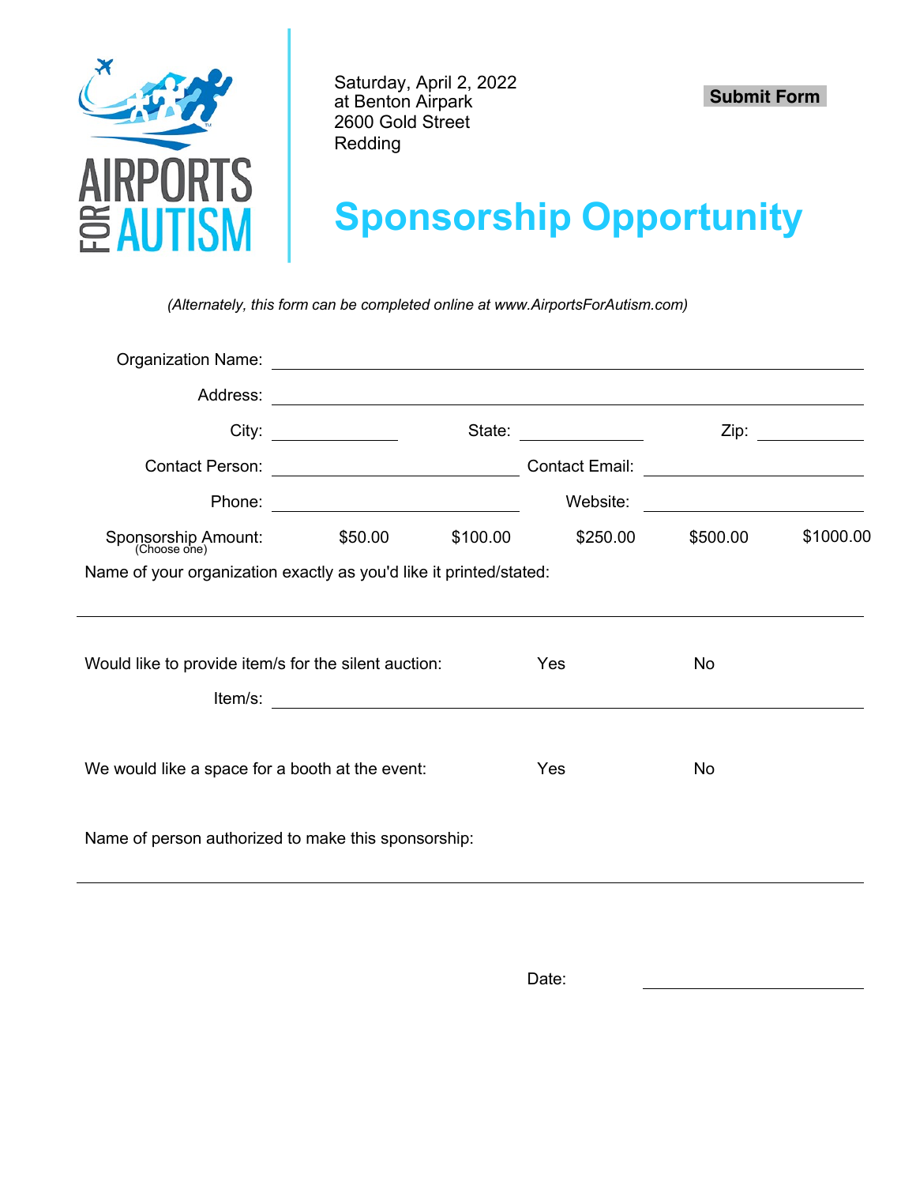AIRPORTS FOR AUTISM

Saturday, April 2, 2022
at Benton Airpark
2600 Gold Street
Redding

**Submit Form**

# Sponsorship Opportunity

*(Alternately, this form can be completed online at www.AirportsForAutism.com)*

Organization Name: ______________________________

Address: ______________________________

City: ____________ State: ____________ Zip: ____________

Contact Person: ____________ Contact Email: ____________

Phone: ____________ Website: ____________

Sponsorship Amount: (Choose one) $50.00 $100.00 $250.00 $500.00 $1000.00

Name of your organization exactly as you'd like it printed/stated:

______________________________

Would like to provide item/s for the silent auction: Yes No

Item/s: ______________________________

We would like a space for a booth at the event: Yes No

Name of person authorized to make this sponsorship:

______________________________

Date: ____________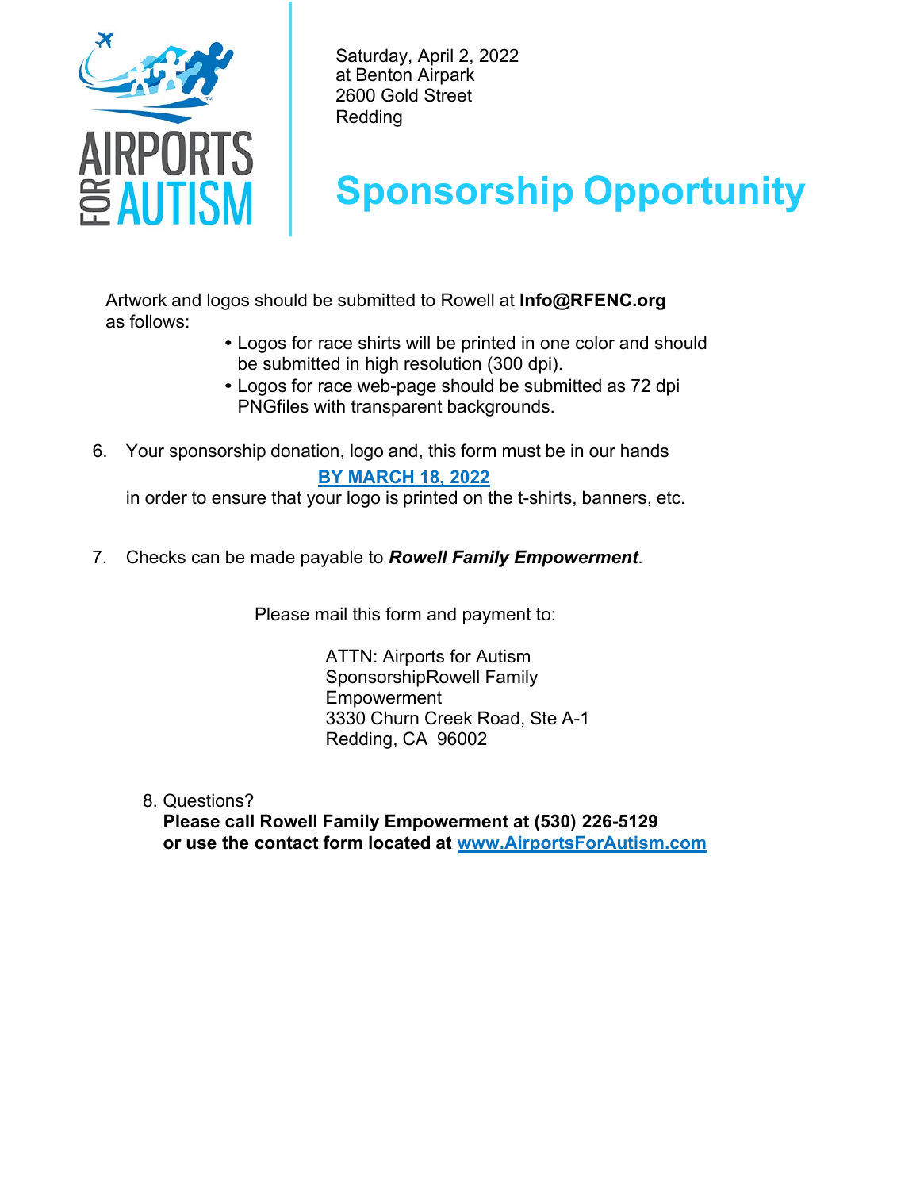AIRPORTS FOR AUTISM

Saturday, April 2, 2022
at Benton Airpark
2600 Gold Street
Redding

# Sponsorship Opportunity

Artwork and logos should be submitted to Rowell at **Info@RFENC.org** as follows:

- Logos for race shirts will be printed in one color and should be submitted in high resolution (300 dpi).
- Logos for race web-page should be submitted as 72 dpi PNGfiles with transparent backgrounds.

6. Your sponsorship donation, logo and, this form must be in our hands **BY MARCH 18, 2022** in order to ensure that your logo is printed on the t-shirts, banners, etc.

7. Checks can be made payable to ***Rowell Family Empowerment***.

Please mail this form and payment to:

ATTN: Airports for Autism
SponsorshipRowell Family
Empowerment
3330 Churn Creek Road, Ste A-1
Redding, CA 96002

8. Questions?
   **Please call Rowell Family Empowerment at (530) 226-5129**
   **or use the contact form located at www.AirportsForAutism.com**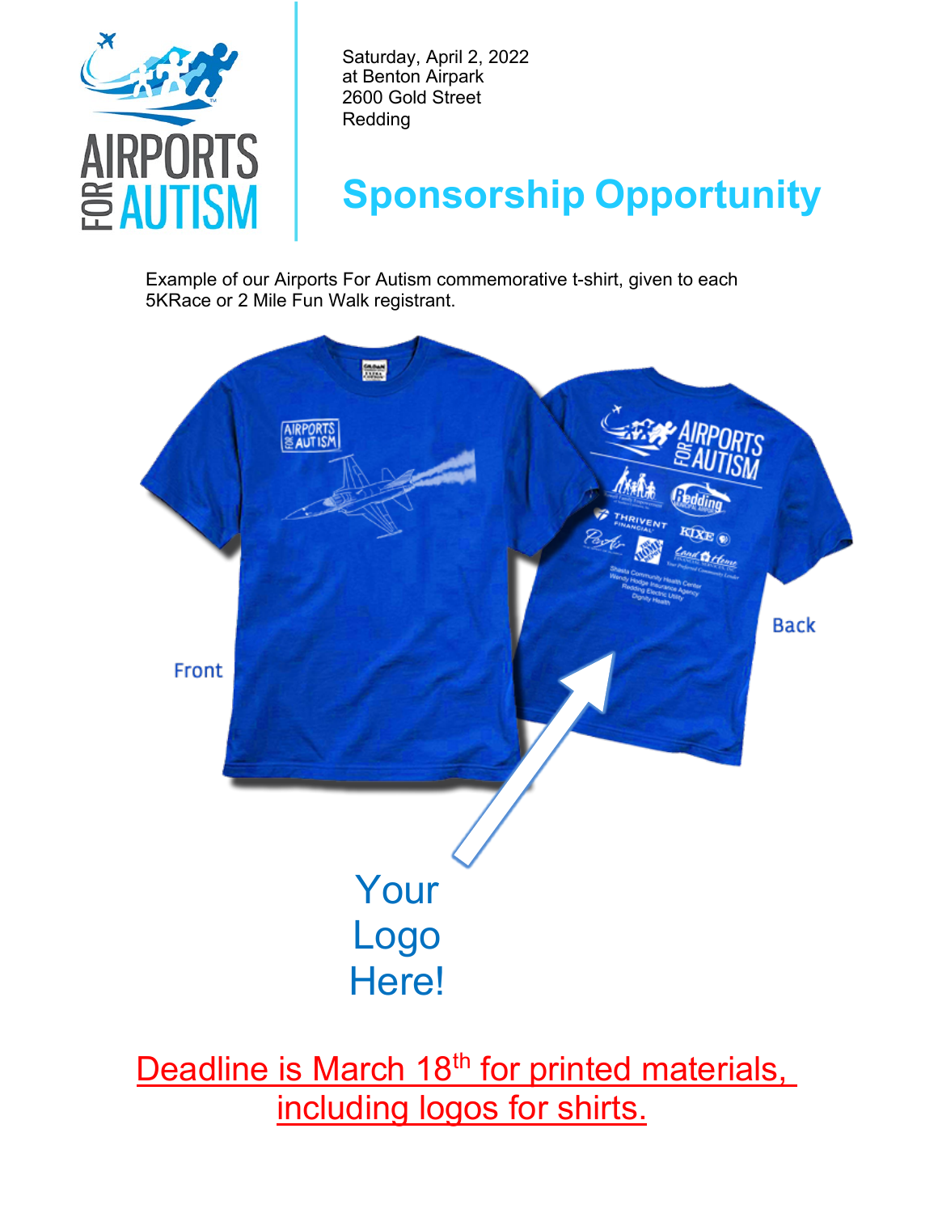Saturday, April 2, 2022
at Benton Airpark
2600 Gold Street
Redding

# Sponsorship Opportunity

Example of our Airports For Autism commemorative t-shirt, given to each 5KRace or 2 Mile Fun Walk registrant.

Front

Back

Your Logo Here!

**Deadline is March 18th for printed materials, including logos for shirts.**